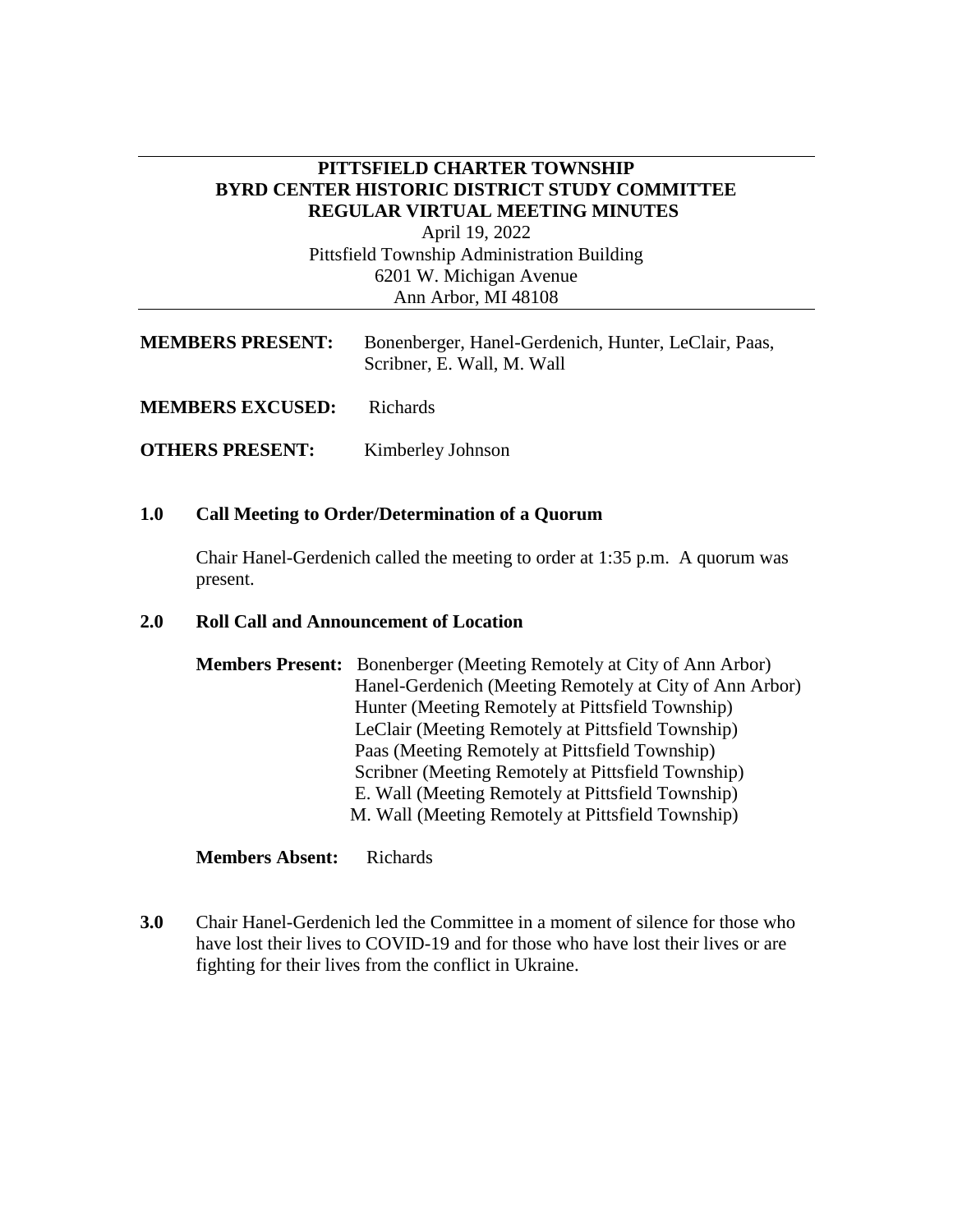**PITTSFIELD CHARTER TOWNSHIP**
**BYRD CENTER HISTORIC DISTRICT STUDY COMMITTEE**
**REGULAR VIRTUAL MEETING MINUTES**

April 19, 2022
Pittsfield Township Administration Building
6201 W. Michigan Avenue
Ann Arbor, MI 48108

---

**MEMBERS PRESENT:** Bonenberger, Hanel-Gerdenich, Hunter, LeClair, Paas, Scribner, E. Wall, M. Wall

**MEMBERS EXCUSED:** Richards

**OTHERS PRESENT:** Kimberley Johnson

## 1.0 Call Meeting to Order/Determination of a Quorum

Chair Hanel-Gerdenich called the meeting to order at 1:35 p.m. A quorum was present.

## 2.0 Roll Call and Announcement of Location

**Members Present:**
- Bonenberger (Meeting Remotely at City of Ann Arbor)
- Hanel-Gerdenich (Meeting Remotely at City of Ann Arbor)
- Hunter (Meeting Remotely at Pittsfield Township)
- LeClair (Meeting Remotely at Pittsfield Township)
- Paas (Meeting Remotely at Pittsfield Township)
- Scribner (Meeting Remotely at Pittsfield Township)
- E. Wall (Meeting Remotely at Pittsfield Township)
- M. Wall (Meeting Remotely at Pittsfield Township)

**Members Absent:** Richards

**3.0** Chair Hanel-Gerdenich led the Committee in a moment of silence for those who have lost their lives to COVID-19 and for those who have lost their lives or are fighting for their lives from the conflict in Ukraine.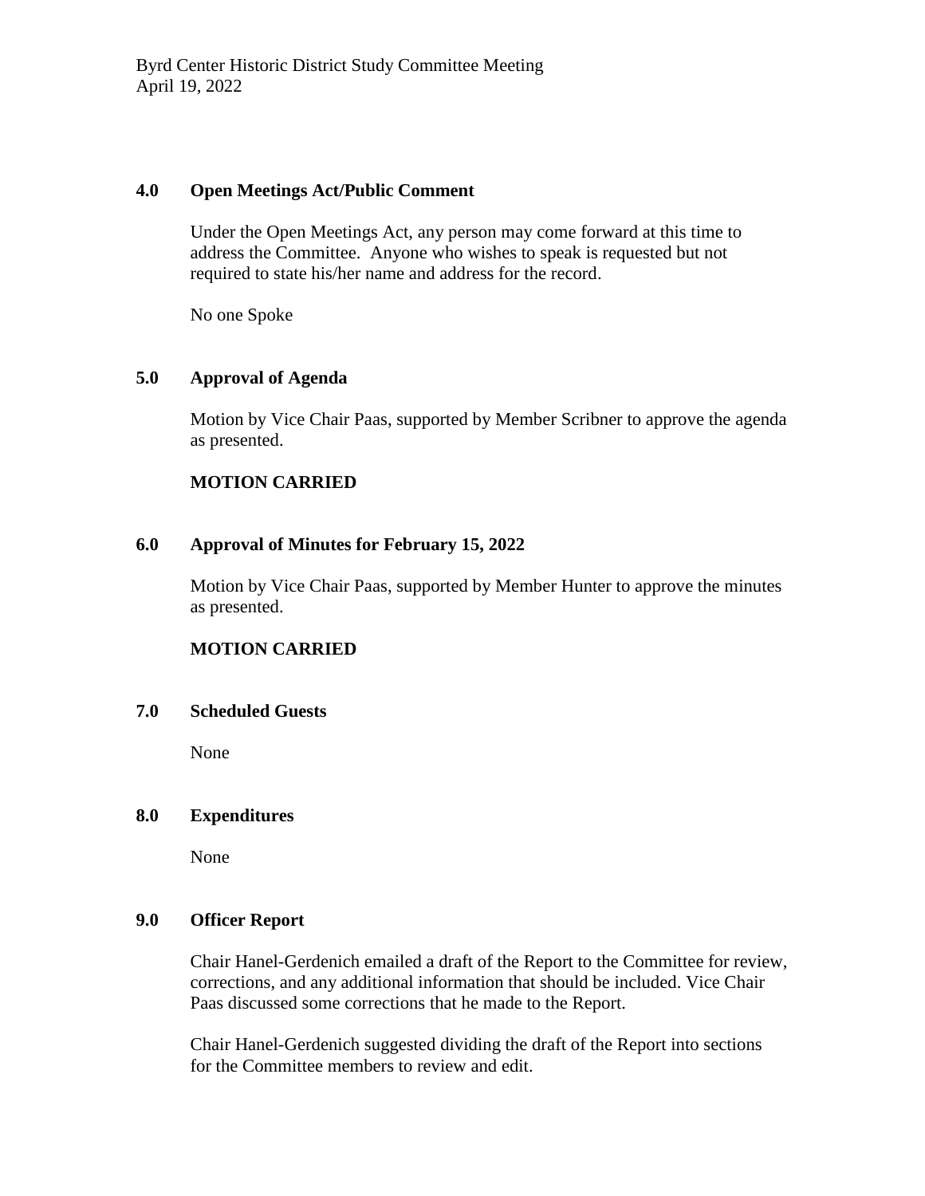## 4.0 Open Meetings Act/Public Comment

Under the Open Meetings Act, any person may come forward at this time to address the Committee. Anyone who wishes to speak is requested but not required to state his/her name and address for the record.

No one Spoke

## 5.0 Approval of Agenda

Motion by Vice Chair Paas, supported by Member Scribner to approve the agenda as presented.

**MOTION CARRIED**

## 6.0 Approval of Minutes for February 15, 2022

Motion by Vice Chair Paas, supported by Member Hunter to approve the minutes as presented.

**MOTION CARRIED**

## 7.0 Scheduled Guests

None

## 8.0 Expenditures

None

## 9.0 Officer Report

Chair Hanel-Gerdenich emailed a draft of the Report to the Committee for review, corrections, and any additional information that should be included. Vice Chair Paas discussed some corrections that he made to the Report.

Chair Hanel-Gerdenich suggested dividing the draft of the Report into sections for the Committee members to review and edit.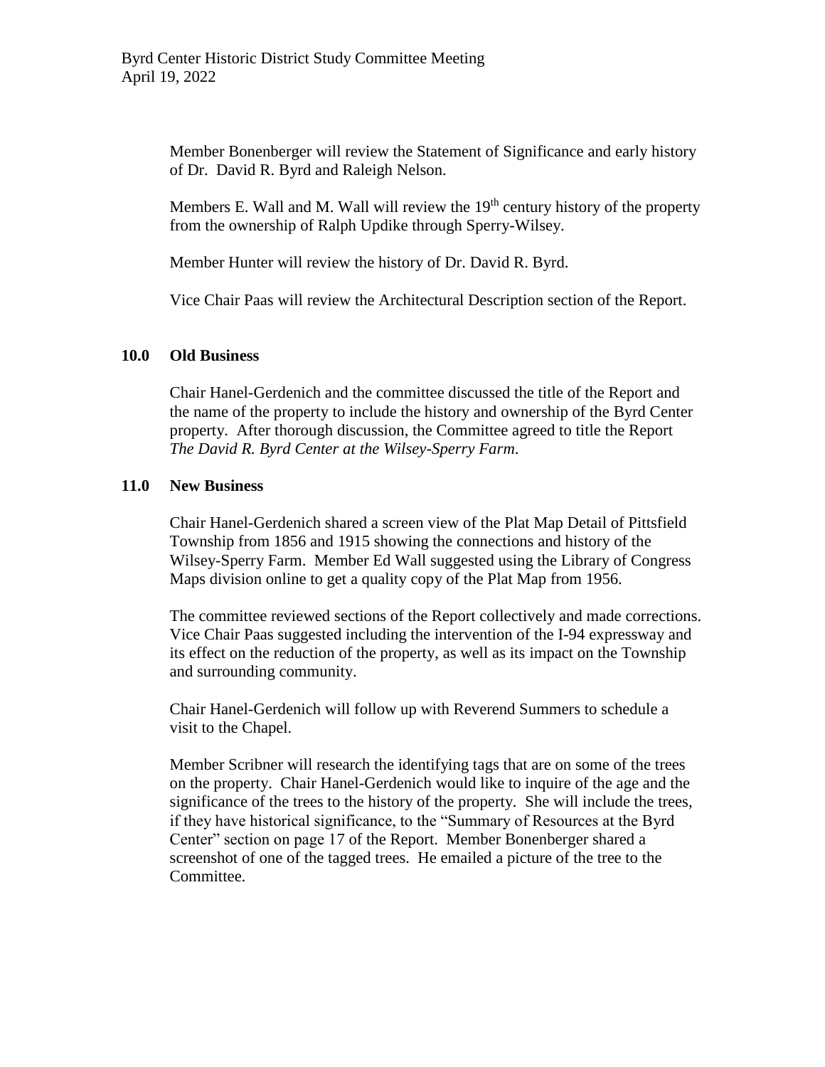Member Bonenberger will review the Statement of Significance and early history of Dr. David R. Byrd and Raleigh Nelson.

Members E. Wall and M. Wall will review the $19^{th}$ century history of the property from the ownership of Ralph Updike through Sperry-Wilsey.

Member Hunter will review the history of Dr. David R. Byrd.

Vice Chair Paas will review the Architectural Description section of the Report.

## 10.0 Old Business

Chair Hanel-Gerdenich and the committee discussed the title of the Report and the name of the property to include the history and ownership of the Byrd Center property. After thorough discussion, the Committee agreed to title the Report *The David R. Byrd Center at the Wilsey-Sperry Farm*.

## 11.0 New Business

Chair Hanel-Gerdenich shared a screen view of the Plat Map Detail of Pittsfield Township from 1856 and 1915 showing the connections and history of the Wilsey-Sperry Farm. Member Ed Wall suggested using the Library of Congress Maps division online to get a quality copy of the Plat Map from 1956.

The committee reviewed sections of the Report collectively and made corrections. Vice Chair Paas suggested including the intervention of the I-94 expressway and its effect on the reduction of the property, as well as its impact on the Township and surrounding community.

Chair Hanel-Gerdenich will follow up with Reverend Summers to schedule a visit to the Chapel.

Member Scribner will research the identifying tags that are on some of the trees on the property. Chair Hanel-Gerdenich would like to inquire of the age and the significance of the trees to the history of the property. She will include the trees, if they have historical significance, to the "Summary of Resources at the Byrd Center" section on page 17 of the Report. Member Bonenberger shared a screenshot of one of the tagged trees. He emailed a picture of the tree to the Committee.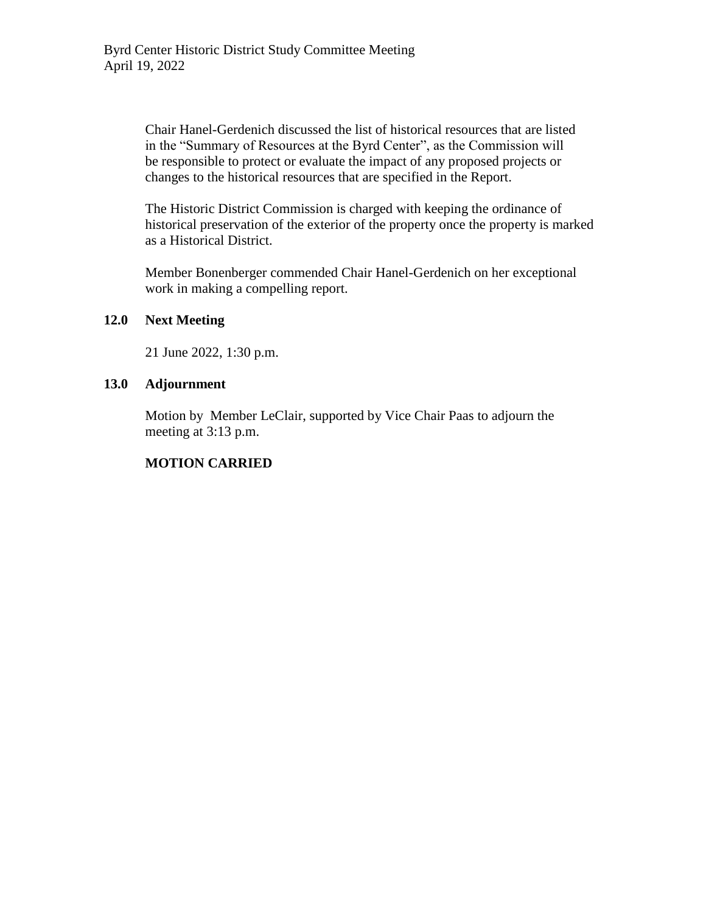Chair Hanel-Gerdenich discussed the list of historical resources that are listed in the "Summary of Resources at the Byrd Center", as the Commission will be responsible to protect or evaluate the impact of any proposed projects or changes to the historical resources that are specified in the Report.

The Historic District Commission is charged with keeping the ordinance of historical preservation of the exterior of the property once the property is marked as a Historical District.

Member Bonenberger commended Chair Hanel-Gerdenich on her exceptional work in making a compelling report.

## 12.0 Next Meeting

21 June 2022, 1:30 p.m.

## 13.0 Adjournment

Motion by Member LeClair, supported by Vice Chair Paas to adjourn the meeting at 3:13 p.m.

**MOTION CARRIED**